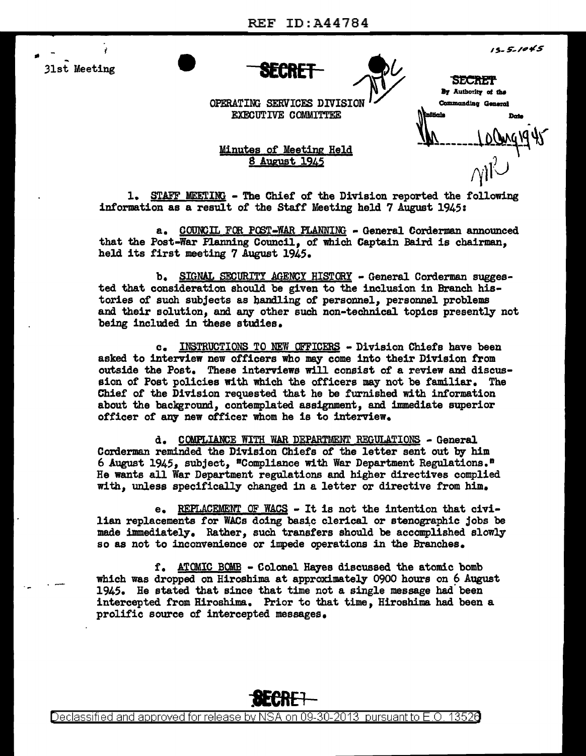31st Meeting

**SECRET**

15-5-1045

SECRET
By Authority of the
Commanding General
Initials ___ Date 10 Aug 1945

OPERATING SERVICES DIVISION
EXECUTIVE COMMITTEE

Minutes of Meeting Held
8 August 1945

1. STAFF MEETING - The Chief of the Division reported the following information as a result of the Staff Meeting held 7 August 1945:

a. COUNCIL FOR POST-WAR PLANNING - General Corderman announced that the Post-War Planning Council, of which Captain Baird is chairman, held its first meeting 7 August 1945.

b. SIGNAL SECURITY AGENCY HISTORY - General Corderman suggested that consideration should be given to the inclusion in Branch histories of such subjects as handling of personnel, personnel problems and their solution, and any other such non-technical topics presently not being included in these studies.

c. INSTRUCTIONS TO NEW OFFICERS - Division Chiefs have been asked to interview new officers who may come into their Division from outside the Post. These interviews will consist of a review and discussion of Post policies with which the officers may not be familiar. The Chief of the Division requested that he be furnished with information about the background, contemplated assignment, and immediate superior officer of any new officer whom he is to interview.

d. COMPLIANCE WITH WAR DEPARTMENT REGULATIONS - General Corderman reminded the Division Chiefs of the letter sent out by him 6 August 1945, subject, "Compliance with War Department Regulations." He wants all War Department regulations and higher directives complied with, unless specifically changed in a letter or directive from him.

e. REPLACEMENT OF WACS - It is not the intention that civilian replacements for WACs doing basic clerical or stenographic jobs be made immediately. Rather, such transfers should be accomplished slowly so as not to inconvenience or impede operations in the Branches.

f. ATOMIC BOMB - Colonel Hayes discussed the atomic bomb which was dropped on Hiroshima at approximately 0900 hours on 6 August 1945. He stated that since that time not a single message had been intercepted from Hiroshima. Prior to that time, Hiroshima had been a prolific source of intercepted messages.

**SECRET**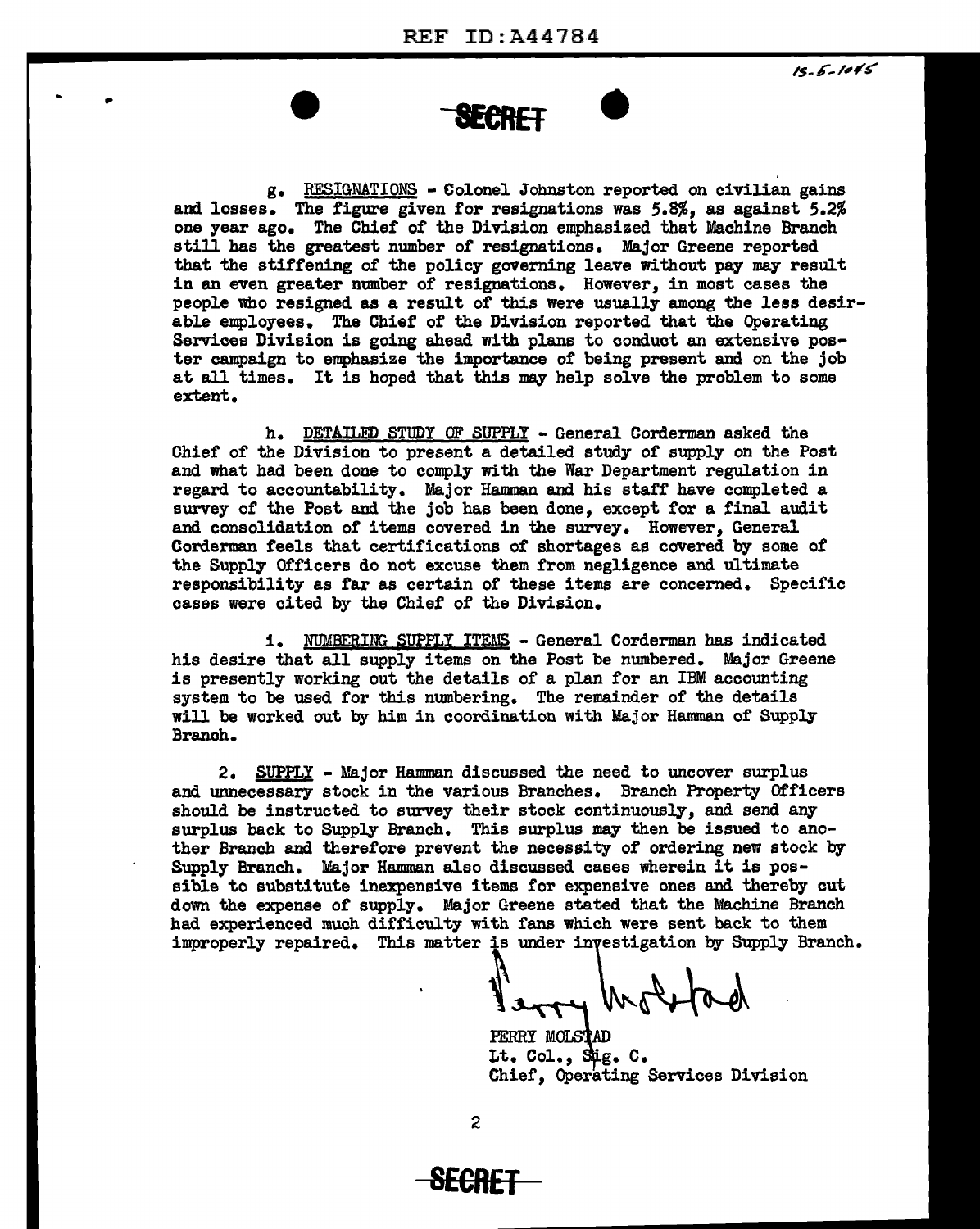**SECRET**

g. RESIGNATIONS - Colonel Johnston reported on civilian gains and losses. The figure given for resignations was 5.8%, as against 5.2% one year ago. The Chief of the Division emphasized that Machine Branch still has the greatest number of resignations. Major Greene reported that the stiffening of the policy governing leave without pay may result in an even greater number of resignations. However, in most cases the people who resigned as a result of this were usually among the less desirable employees. The Chief of the Division reported that the Operating Services Division is going ahead with plans to conduct an extensive poster campaign to emphasize the importance of being present and on the job at all times. It is hoped that this may help solve the problem to some extent.

h. DETAILED STUDY OF SUPPLY - General Corderman asked the Chief of the Division to present a detailed study of supply on the Post and what had been done to comply with the War Department regulation in regard to accountability. Major Hamman and his staff have completed a survey of the Post and the job has been done, except for a final audit and consolidation of items covered in the survey. However, General Corderman feels that certifications of shortages as covered by some of the Supply Officers do not excuse them from negligence and ultimate responsibility as far as certain of these items are concerned. Specific cases were cited by the Chief of the Division.

i. NUMBERING SUPPLY ITEMS - General Corderman has indicated his desire that all supply items on the Post be numbered. Major Greene is presently working out the details of a plan for an IBM accounting system to be used for this numbering. The remainder of the details will be worked out by him in coordination with Major Hamman of Supply Branch.

2. SUPPLY - Major Hamman discussed the need to uncover surplus and unnecessary stock in the various Branches. Branch Property Officers should be instructed to survey their stock continuously, and send any surplus back to Supply Branch. This surplus may then be issued to another Branch and therefore prevent the necessity of ordering new stock by Supply Branch. Major Hamman also discussed cases wherein it is possible to substitute inexpensive items for expensive ones and thereby cut down the expense of supply. Major Greene stated that the Machine Branch had experienced much difficulty with fans which were sent back to them improperly repaired. This matter is under investigation by Supply Branch.

PERRY MOLSTAD
Lt. Col., Sig. C.
Chief, Operating Services Division

**SECRET**